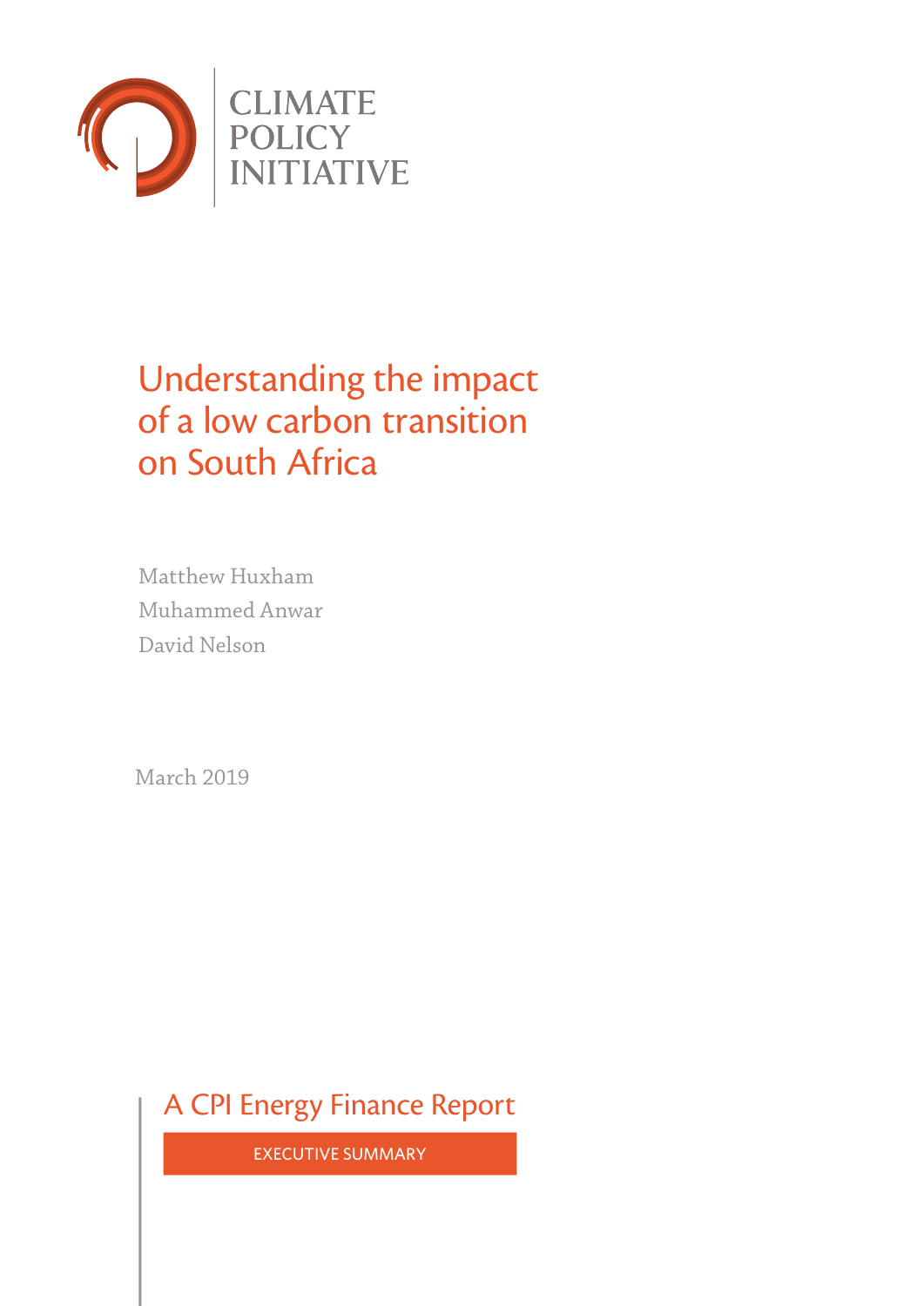CLIMATE POLICY INITIATIVE

# Understanding the impact of a low carbon transition on South Africa

Matthew Huxham
Muhammed Anwar
David Nelson

March 2019

A CPI Energy Finance Report

EXECUTIVE SUMMARY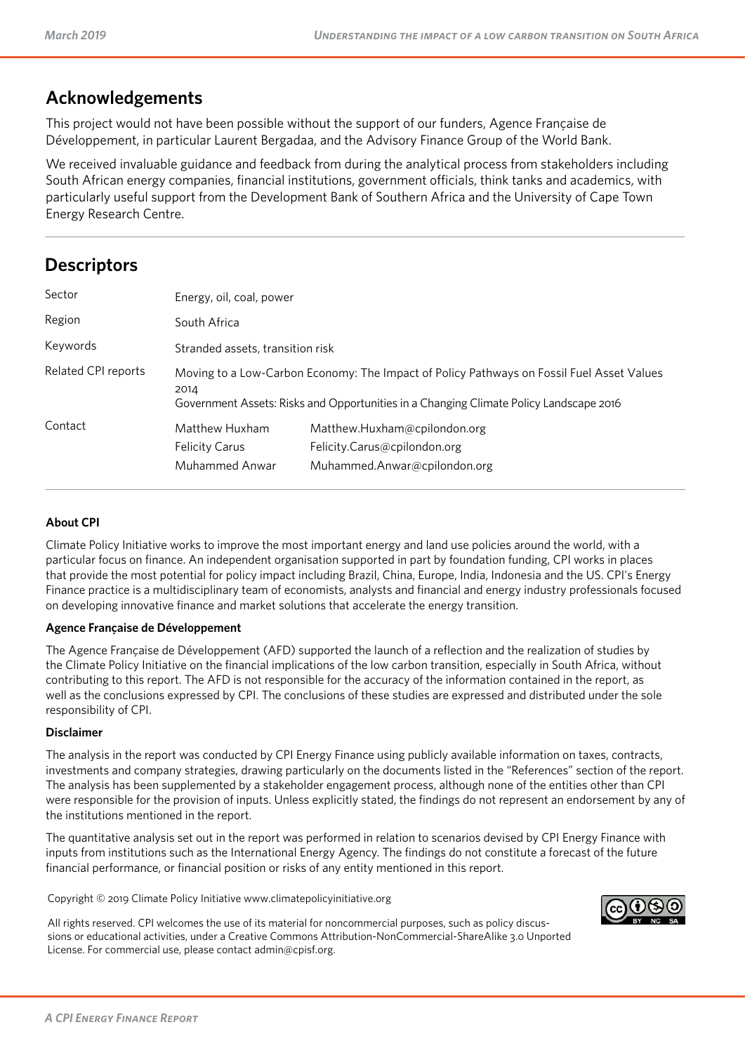## Acknowledgements

This project would not have been possible without the support of our funders, Agence Française de Développement, in particular Laurent Bergadaa, and the Advisory Finance Group of the World Bank.

We received invaluable guidance and feedback from during the analytical process from stakeholders including South African energy companies, financial institutions, government officials, think tanks and academics, with particularly useful support from the Development Bank of Southern Africa and the University of Cape Town Energy Research Centre.

## Descriptors

| | | |
|---|---|---|
| Sector | Energy, oil, coal, power | |
| Region | South Africa | |
| Keywords | Stranded assets, transition risk | |
| Related CPI reports | Moving to a Low-Carbon Economy: The Impact of Policy Pathways on Fossil Fuel Asset Values 2014<br>Government Assets: Risks and Opportunities in a Changing Climate Policy Landscape 2016 | |
| Contact | Matthew Huxham | Matthew.Huxham@cpilondon.org |
| | Felicity Carus | Felicity.Carus@cpilondon.org |
| | Muhammed Anwar | Muhammed.Anwar@cpilondon.org |

**About CPI**

Climate Policy Initiative works to improve the most important energy and land use policies around the world, with a particular focus on finance. An independent organisation supported in part by foundation funding, CPI works in places that provide the most potential for policy impact including Brazil, China, Europe, India, Indonesia and the US. CPI's Energy Finance practice is a multidisciplinary team of economists, analysts and financial and energy industry professionals focused on developing innovative finance and market solutions that accelerate the energy transition.

**Agence Française de Développement**

The Agence Française de Développement (AFD) supported the launch of a reflection and the realization of studies by the Climate Policy Initiative on the financial implications of the low carbon transition, especially in South Africa, without contributing to this report. The AFD is not responsible for the accuracy of the information contained in the report, as well as the conclusions expressed by CPI. The conclusions of these studies are expressed and distributed under the sole responsibility of CPI.

**Disclaimer**

The analysis in the report was conducted by CPI Energy Finance using publicly available information on taxes, contracts, investments and company strategies, drawing particularly on the documents listed in the "References" section of the report. The analysis has been supplemented by a stakeholder engagement process, although none of the entities other than CPI were responsible for the provision of inputs. Unless explicitly stated, the findings do not represent an endorsement by any of the institutions mentioned in the report.

The quantitative analysis set out in the report was performed in relation to scenarios devised by CPI Energy Finance with inputs from institutions such as the International Energy Agency. The findings do not constitute a forecast of the future financial performance, or financial position or risks of any entity mentioned in this report.

Copyright © 2019 Climate Policy Initiative www.climatepolicyinitiative.org

All rights reserved. CPI welcomes the use of its material for noncommercial purposes, such as policy discussions or educational activities, under a Creative Commons Attribution-NonCommercial-ShareAlike 3.0 Unported License. For commercial use, please contact admin@cpisf.org.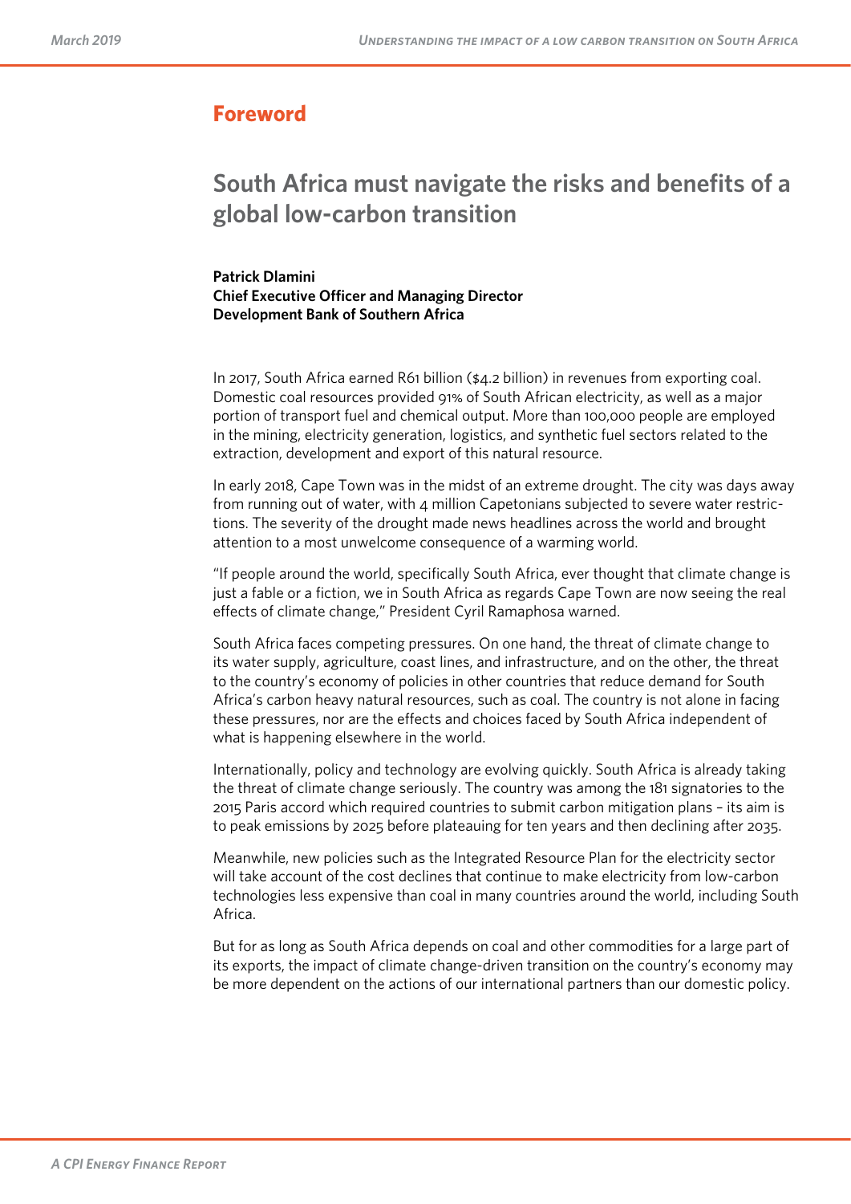# Foreword

## South Africa must navigate the risks and benefits of a global low-carbon transition

**Patrick Dlamini**
**Chief Executive Officer and Managing Director**
**Development Bank of Southern Africa**

In 2017, South Africa earned R61 billion ($4.2 billion) in revenues from exporting coal. Domestic coal resources provided 91% of South African electricity, as well as a major portion of transport fuel and chemical output. More than 100,000 people are employed in the mining, electricity generation, logistics, and synthetic fuel sectors related to the extraction, development and export of this natural resource.

In early 2018, Cape Town was in the midst of an extreme drought. The city was days away from running out of water, with 4 million Capetonians subjected to severe water restrictions. The severity of the drought made news headlines across the world and brought attention to a most unwelcome consequence of a warming world.

"If people around the world, specifically South Africa, ever thought that climate change is just a fable or a fiction, we in South Africa as regards Cape Town are now seeing the real effects of climate change," President Cyril Ramaphosa warned.

South Africa faces competing pressures. On one hand, the threat of climate change to its water supply, agriculture, coast lines, and infrastructure, and on the other, the threat to the country's economy of policies in other countries that reduce demand for South Africa's carbon heavy natural resources, such as coal. The country is not alone in facing these pressures, nor are the effects and choices faced by South Africa independent of what is happening elsewhere in the world.

Internationally, policy and technology are evolving quickly. South Africa is already taking the threat of climate change seriously. The country was among the 181 signatories to the 2015 Paris accord which required countries to submit carbon mitigation plans – its aim is to peak emissions by 2025 before plateauing for ten years and then declining after 2035.

Meanwhile, new policies such as the Integrated Resource Plan for the electricity sector will take account of the cost declines that continue to make electricity from low-carbon technologies less expensive than coal in many countries around the world, including South Africa.

But for as long as South Africa depends on coal and other commodities for a large part of its exports, the impact of climate change-driven transition on the country's economy may be more dependent on the actions of our international partners than our domestic policy.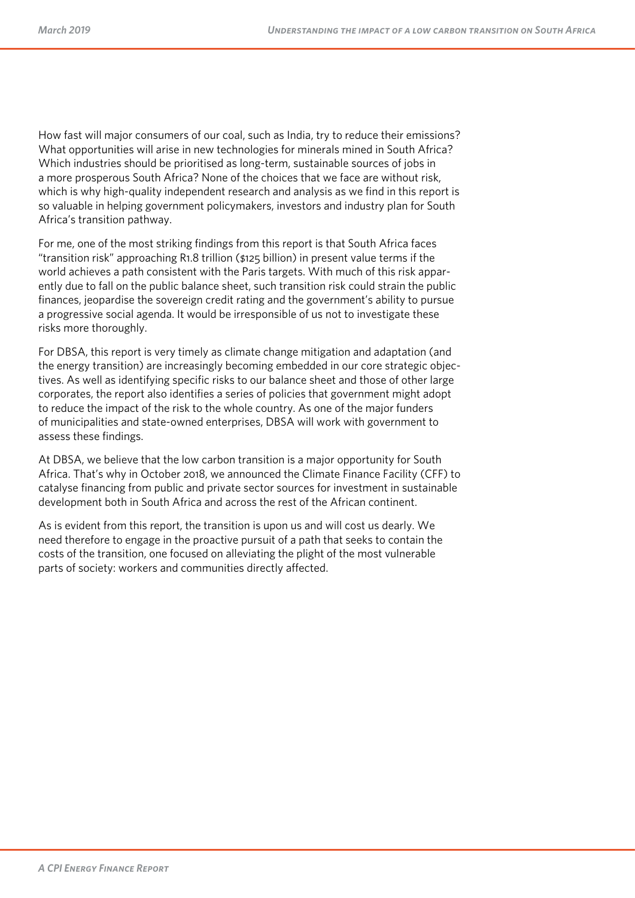How fast will major consumers of our coal, such as India, try to reduce their emissions? What opportunities will arise in new technologies for minerals mined in South Africa? Which industries should be prioritised as long-term, sustainable sources of jobs in a more prosperous South Africa? None of the choices that we face are without risk, which is why high-quality independent research and analysis as we find in this report is so valuable in helping government policymakers, investors and industry plan for South Africa's transition pathway.

For me, one of the most striking findings from this report is that South Africa faces "transition risk" approaching R1.8 trillion ($125 billion) in present value terms if the world achieves a path consistent with the Paris targets. With much of this risk apparently due to fall on the public balance sheet, such transition risk could strain the public finances, jeopardise the sovereign credit rating and the government's ability to pursue a progressive social agenda. It would be irresponsible of us not to investigate these risks more thoroughly.

For DBSA, this report is very timely as climate change mitigation and adaptation (and the energy transition) are increasingly becoming embedded in our core strategic objectives. As well as identifying specific risks to our balance sheet and those of other large corporates, the report also identifies a series of policies that government might adopt to reduce the impact of the risk to the whole country. As one of the major funders of municipalities and state-owned enterprises, DBSA will work with government to assess these findings.

At DBSA, we believe that the low carbon transition is a major opportunity for South Africa. That's why in October 2018, we announced the Climate Finance Facility (CFF) to catalyse financing from public and private sector sources for investment in sustainable development both in South Africa and across the rest of the African continent.

As is evident from this report, the transition is upon us and will cost us dearly. We need therefore to engage in the proactive pursuit of a path that seeks to contain the costs of the transition, one focused on alleviating the plight of the most vulnerable parts of society: workers and communities directly affected.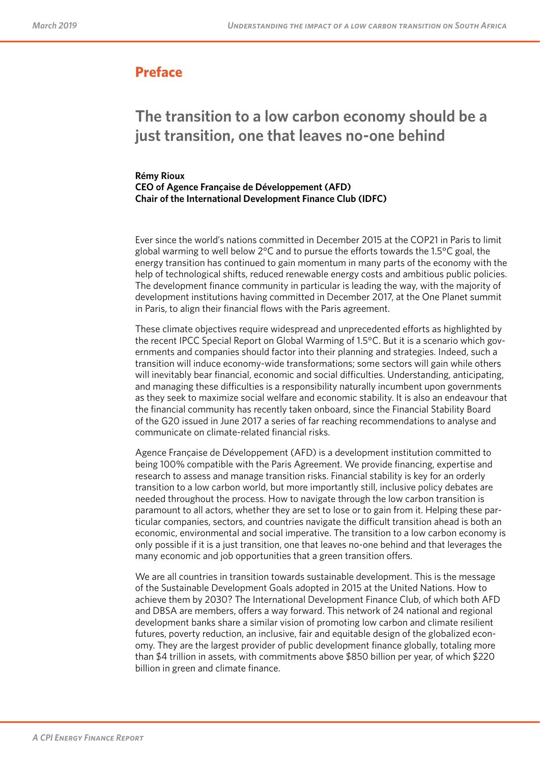## Preface

# The transition to a low carbon economy should be a just transition, one that leaves no-one behind

**Rémy Rioux**
**CEO of Agence Française de Développement (AFD)**
**Chair of the International Development Finance Club (IDFC)**

Ever since the world's nations committed in December 2015 at the COP21 in Paris to limit global warming to well below 2°C and to pursue the efforts towards the 1.5°C goal, the energy transition has continued to gain momentum in many parts of the economy with the help of technological shifts, reduced renewable energy costs and ambitious public policies. The development finance community in particular is leading the way, with the majority of development institutions having committed in December 2017, at the One Planet summit in Paris, to align their financial flows with the Paris agreement.

These climate objectives require widespread and unprecedented efforts as highlighted by the recent IPCC Special Report on Global Warming of 1.5°C. But it is a scenario which governments and companies should factor into their planning and strategies. Indeed, such a transition will induce economy-wide transformations; some sectors will gain while others will inevitably bear financial, economic and social difficulties. Understanding, anticipating, and managing these difficulties is a responsibility naturally incumbent upon governments as they seek to maximize social welfare and economic stability. It is also an endeavour that the financial community has recently taken onboard, since the Financial Stability Board of the G20 issued in June 2017 a series of far reaching recommendations to analyse and communicate on climate-related financial risks.

Agence Française de Développement (AFD) is a development institution committed to being 100% compatible with the Paris Agreement. We provide financing, expertise and research to assess and manage transition risks. Financial stability is key for an orderly transition to a low carbon world, but more importantly still, inclusive policy debates are needed throughout the process. How to navigate through the low carbon transition is paramount to all actors, whether they are set to lose or to gain from it. Helping these particular companies, sectors, and countries navigate the difficult transition ahead is both an economic, environmental and social imperative. The transition to a low carbon economy is only possible if it is a just transition, one that leaves no-one behind and that leverages the many economic and job opportunities that a green transition offers.

We are all countries in transition towards sustainable development. This is the message of the Sustainable Development Goals adopted in 2015 at the United Nations. How to achieve them by 2030? The International Development Finance Club, of which both AFD and DBSA are members, offers a way forward. This network of 24 national and regional development banks share a similar vision of promoting low carbon and climate resilient futures, poverty reduction, an inclusive, fair and equitable design of the globalized economy. They are the largest provider of public development finance globally, totaling more than $4 trillion in assets, with commitments above $850 billion per year, of which $220 billion in green and climate finance.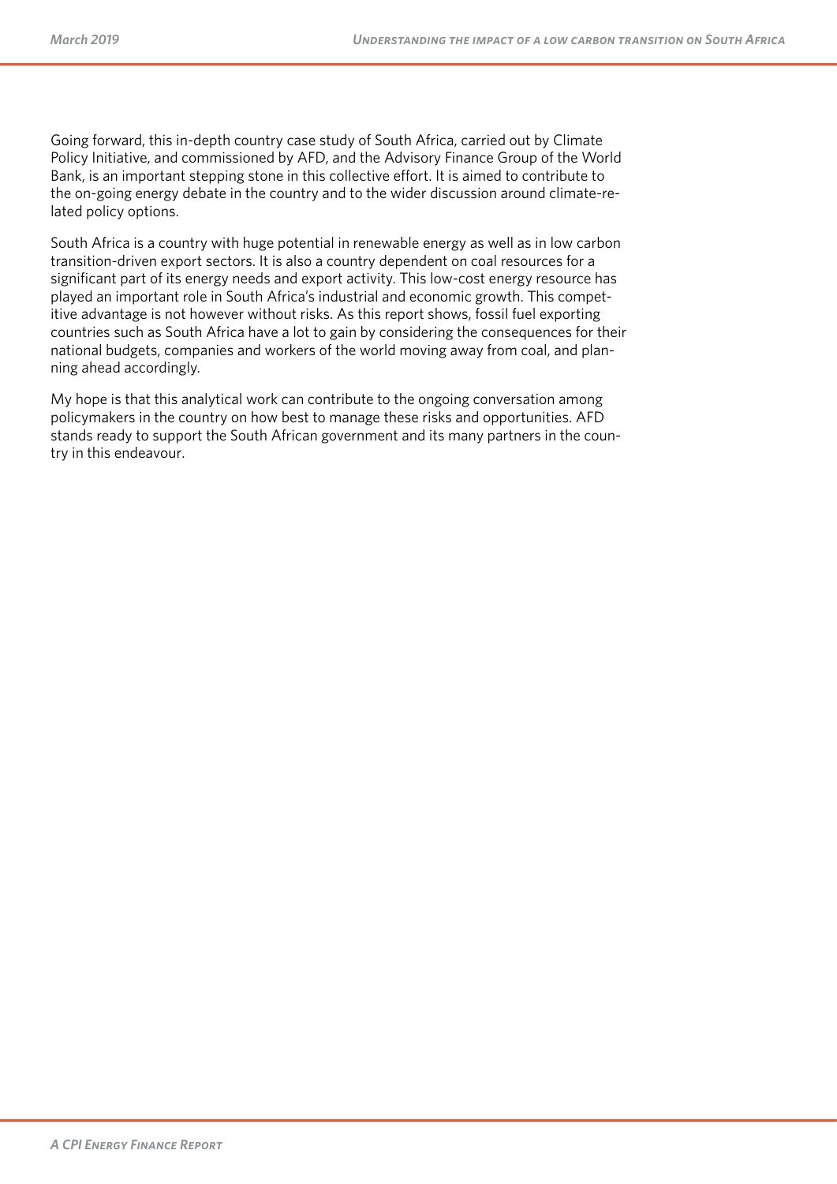Going forward, this in-depth country case study of South Africa, carried out by Climate Policy Initiative, and commissioned by AFD, and the Advisory Finance Group of the World Bank, is an important stepping stone in this collective effort. It is aimed to contribute to the on-going energy debate in the country and to the wider discussion around climate-related policy options.

South Africa is a country with huge potential in renewable energy as well as in low carbon transition-driven export sectors. It is also a country dependent on coal resources for a significant part of its energy needs and export activity. This low-cost energy resource has played an important role in South Africa's industrial and economic growth. This competitive advantage is not however without risks. As this report shows, fossil fuel exporting countries such as South Africa have a lot to gain by considering the consequences for their national budgets, companies and workers of the world moving away from coal, and planning ahead accordingly.

My hope is that this analytical work can contribute to the ongoing conversation among policymakers in the country on how best to manage these risks and opportunities. AFD stands ready to support the South African government and its many partners in the country in this endeavour.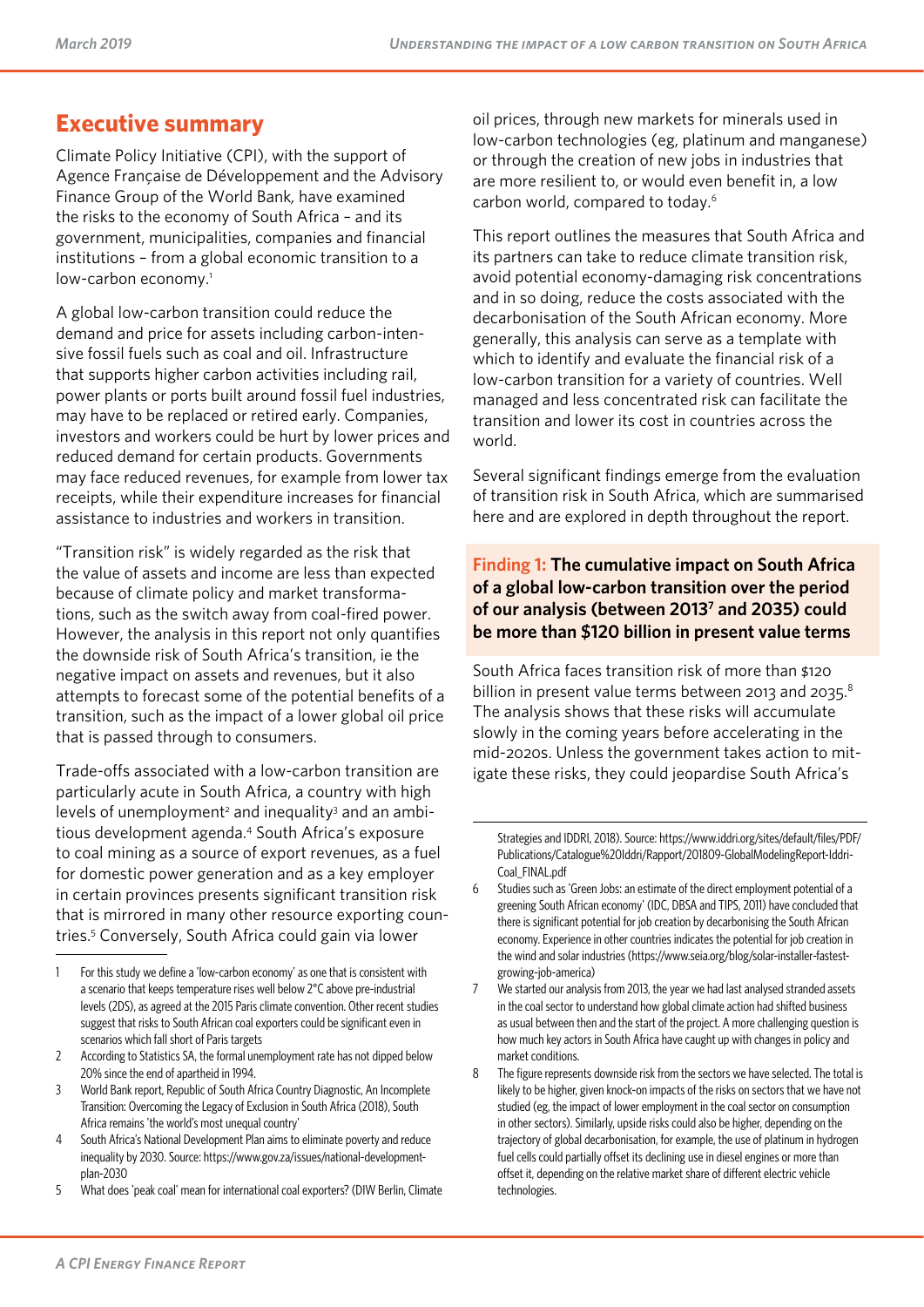## Executive summary

Climate Policy Initiative (CPI), with the support of Agence Française de Développement and the Advisory Finance Group of the World Bank, have examined the risks to the economy of South Africa – and its government, municipalities, companies and financial institutions – from a global economic transition to a low-carbon economy.[1]

A global low-carbon transition could reduce the demand and price for assets including carbon-intensive fossil fuels such as coal and oil. Infrastructure that supports higher carbon activities including rail, power plants or ports built around fossil fuel industries, may have to be replaced or retired early. Companies, investors and workers could be hurt by lower prices and reduced demand for certain products. Governments may face reduced revenues, for example from lower tax receipts, while their expenditure increases for financial assistance to industries and workers in transition.

"Transition risk" is widely regarded as the risk that the value of assets and income are less than expected because of climate policy and market transformations, such as the switch away from coal-fired power. However, the analysis in this report not only quantifies the downside risk of South Africa's transition, ie the negative impact on assets and revenues, but it also attempts to forecast some of the potential benefits of a transition, such as the impact of a lower global oil price that is passed through to consumers.

Trade-offs associated with a low-carbon transition are particularly acute in South Africa, a country with high levels of unemployment[2] and inequality[3] and an ambitious development agenda.[4] South Africa's exposure to coal mining as a source of export revenues, as a fuel for domestic power generation and as a key employer in certain provinces presents significant transition risk that is mirrored in many other resource exporting countries.[5] Conversely, South Africa could gain via lower oil prices, through new markets for minerals used in low-carbon technologies (eg, platinum and manganese) or through the creation of new jobs in industries that are more resilient to, or would even benefit in, a low carbon world, compared to today.[6]

This report outlines the measures that South Africa and its partners can take to reduce climate transition risk, avoid potential economy-damaging risk concentrations and in so doing, reduce the costs associated with the decarbonisation of the South African economy. More generally, this analysis can serve as a template with which to identify and evaluate the financial risk of a low-carbon transition for a variety of countries. Well managed and less concentrated risk can facilitate the transition and lower its cost in countries across the world.

Several significant findings emerge from the evaluation of transition risk in South Africa, which are summarised here and are explored in depth throughout the report.

**Finding 1: The cumulative impact on South Africa of a global low-carbon transition over the period of our analysis (between 2013[7] and 2035) could be more than $120 billion in present value terms**

South Africa faces transition risk of more than $120 billion in present value terms between 2013 and 2035.[8] The analysis shows that these risks will accumulate slowly in the coming years before accelerating in the mid-2020s. Unless the government takes action to mitigate these risks, they could jeopardise South Africa's

---

1 For this study we define a 'low-carbon economy' as one that is consistent with a scenario that keeps temperature rises well below 2°C above pre-industrial levels (2DS), as agreed at the 2015 Paris climate convention. Other recent studies suggest that risks to South African coal exporters could be significant even in scenarios which fall short of Paris targets

2 According to Statistics SA, the formal unemployment rate has not dipped below 20% since the end of apartheid in 1994.

3 World Bank report, Republic of South Africa Country Diagnostic, An Incomplete Transition: Overcoming the Legacy of Exclusion in South Africa (2018), South Africa remains 'the world's most unequal country'

4 South Africa's National Development Plan aims to eliminate poverty and reduce inequality by 2030. Source: https://www.gov.za/issues/national-development-plan-2030

5 What does 'peak coal' mean for international coal exporters? (DIW Berlin, Climate Strategies and IDDRI, 2018). Source: https://www.iddri.org/sites/default/files/PDF/Publications/Catalogue%20Iddri/Rapport/201809-GlobalModelingReport-Iddri-Coal_FINAL.pdf

6 Studies such as 'Green Jobs: an estimate of the direct employment potential of a greening South African economy' (IDC, DBSA and TIPS, 2011) have concluded that there is significant potential for job creation by decarbonising the South African economy. Experience in other countries indicates the potential for job creation in the wind and solar industries (https://www.seia.org/blog/solar-installer-fastest-growing-job-america)

7 We started our analysis from 2013, the year we had last analysed stranded assets in the coal sector to understand how global climate action had shifted business as usual between then and the start of the project. A more challenging question is how much key actors in South Africa have caught up with changes in policy and market conditions.

8 The figure represents downside risk from the sectors we have selected. The total is likely to be higher, given knock-on impacts of the risks on sectors that we have not studied (eg, the impact of lower employment in the coal sector on consumption in other sectors). Similarly, upside risks could also be higher, depending on the trajectory of global decarbonisation, for example, the use of platinum in hydrogen fuel cells could partially offset its declining use in diesel engines or more than offset it, depending on the relative market share of different electric vehicle technologies.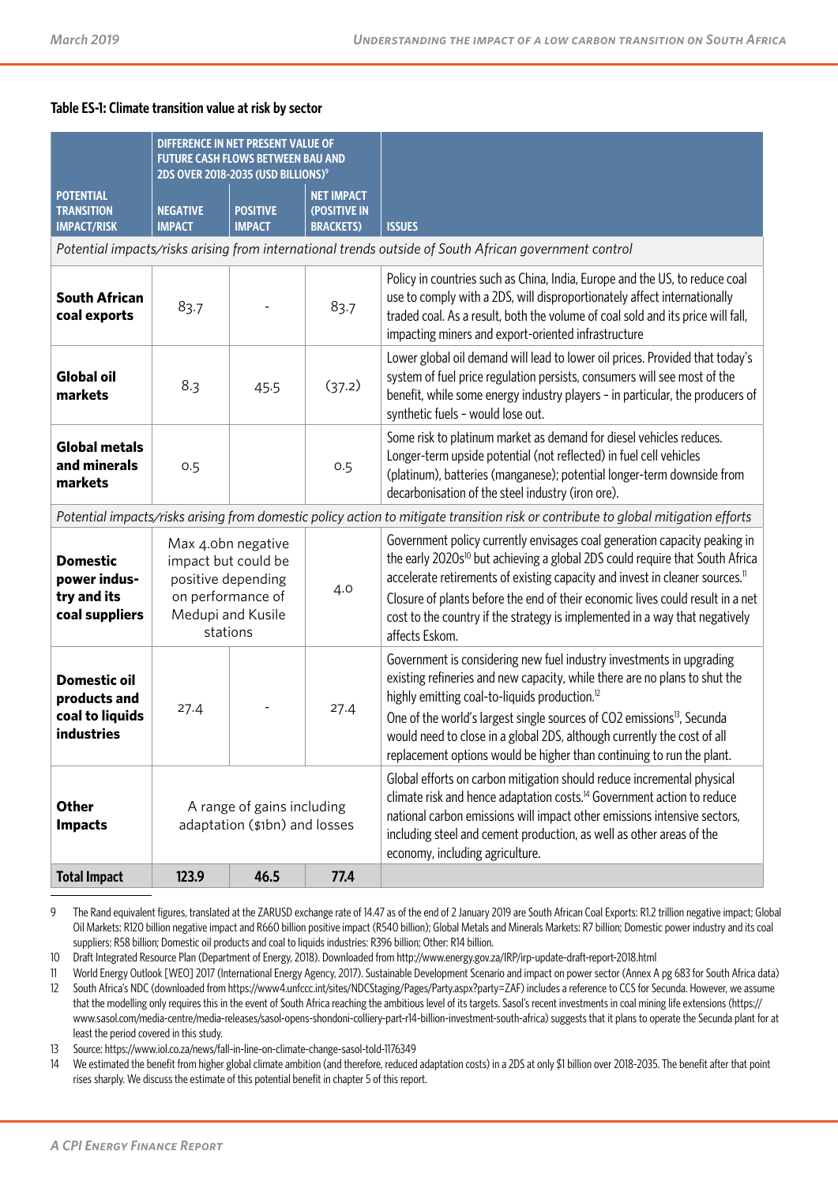**Table ES-1: Climate transition value at risk by sector**

| POTENTIAL TRANSITION IMPACT/RISK | DIFFERENCE IN NET PRESENT VALUE OF FUTURE CASH FLOWS BETWEEN BAU AND 2DS OVER 2018-2035 (USD BILLIONS)[9] | | | ISSUES |
|---|---|---|---|---|
| | NEGATIVE IMPACT | POSITIVE IMPACT | NET IMPACT (POSITIVE IN BRACKETS) | |
| *Potential impacts/risks arising from international trends outside of South African government control* | | | | |
| **South African coal exports** | 83.7 | - | 83.7 | Policy in countries such as China, India, Europe and the US, to reduce coal use to comply with a 2DS, will disproportionately affect internationally traded coal. As a result, both the volume of coal sold and its price will fall, impacting miners and export-oriented infrastructure |
| **Global oil markets** | 8.3 | 45.5 | (37.2) | Lower global oil demand will lead to lower oil prices. Provided that today's system of fuel price regulation persists, consumers will see most of the benefit, while some energy industry players - in particular, the producers of synthetic fuels - would lose out. |
| **Global metals and minerals markets** | 0.5 | | 0.5 | Some risk to platinum market as demand for diesel vehicles reduces. Longer-term upside potential (not reflected) in fuel cell vehicles (platinum), batteries (manganese); potential longer-term downside from decarbonisation of the steel industry (iron ore). |
| *Potential impacts/risks arising from domestic policy action to mitigate transition risk or contribute to global mitigation efforts* | | | | |
| **Domestic power industry and its coal suppliers** | Max 4.0bn negative impact but could be positive depending on performance of Medupi and Kusile stations | | 4.0 | Government policy currently envisages coal generation capacity peaking in the early 2020s[10] but achieving a global 2DS could require that South Africa accelerate retirements of existing capacity and invest in cleaner sources.[11] Closure of plants before the end of their economic lives could result in a net cost to the country if the strategy is implemented in a way that negatively affects Eskom. |
| **Domestic oil products and coal to liquids industries** | 27.4 | - | 27.4 | Government is considering new fuel industry investments in upgrading existing refineries and new capacity, while there are no plans to shut the highly emitting coal-to-liquids production.[12] One of the world's largest single sources of CO2 emissions[13], Secunda would need to close in a global 2DS, although currently the cost of all replacement options would be higher than continuing to run the plant. |
| **Other Impacts** | A range of gains including adaptation ($1bn) and losses | | | Global efforts on carbon mitigation should reduce incremental physical climate risk and hence adaptation costs.[14] Government action to reduce national carbon emissions will impact other emissions intensive sectors, including steel and cement production, as well as other areas of the economy, including agriculture. |
| **Total Impact** | **123.9** | **46.5** | **77.4** | |

9 The Rand equivalent figures, translated at the ZARUSD exchange rate of 14.47 as of the end of 2 January 2019 are South African Coal Exports: R1.2 trillion negative impact; Global Oil Markets: R120 billion negative impact and R660 billion positive impact (R540 billion); Global Metals and Minerals Markets: R7 billion; Domestic power industry and its coal suppliers: R58 billion; Domestic oil products and coal to liquids industries: R396 billion; Other: R14 billion.

10 Draft Integrated Resource Plan (Department of Energy, 2018). Downloaded from http://www.energy.gov.za/IRP/irp-update-draft-report-2018.html

11 World Energy Outlook [WEO] 2017 (International Energy Agency, 2017). Sustainable Development Scenario and impact on power sector (Annex A pg 683 for South Africa data)

12 South Africa's NDC (downloaded from https://www4.unfccc.int/sites/NDCStaging/Pages/Party.aspx?party=ZAF) includes a reference to CCS for Secunda. However, we assume that the modelling only requires this in the event of South Africa reaching the ambitious level of its targets. Sasol's recent investments in coal mining life extensions (https://www.sasol.com/media-centre/media-releases/sasol-opens-shondoni-colliery-part-r14-billion-investment-south-africa) suggests that it plans to operate the Secunda plant for at least the period covered in this study.

13 Source: https://www.iol.co.za/news/fall-in-line-on-climate-change-sasol-told-1176349

14 We estimated the benefit from higher global climate ambition (and therefore, reduced adaptation costs) in a 2DS at only $1 billion over 2018-2035. The benefit after that point rises sharply. We discuss the estimate of this potential benefit in chapter 5 of this report.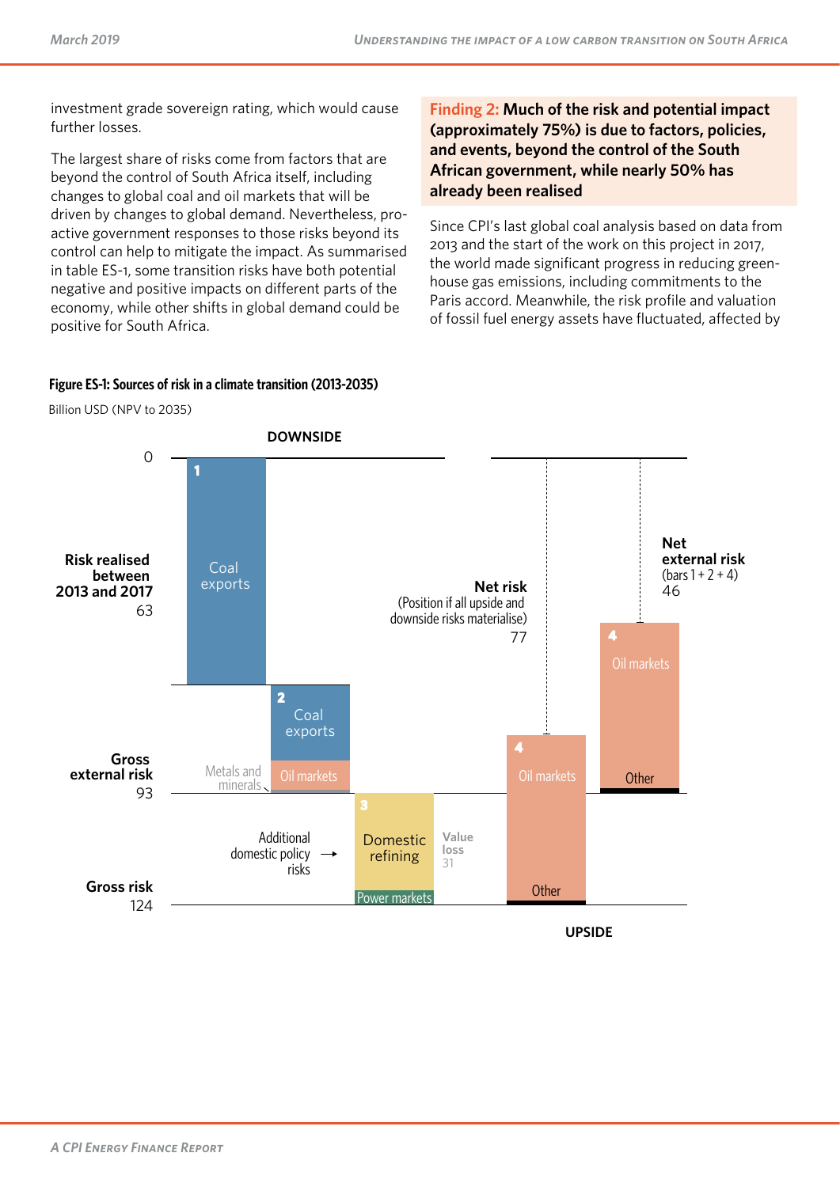investment grade sovereign rating, which would cause further losses.

The largest share of risks come from factors that are beyond the control of South Africa itself, including changes to global coal and oil markets that will be driven by changes to global demand. Nevertheless, pro-active government responses to those risks beyond its control can help to mitigate the impact. As summarised in table ES-1, some transition risks have both potential negative and positive impacts on different parts of the economy, while other shifts in global demand could be positive for South Africa.

**Finding 2: Much of the risk and potential impact (approximately 75%) is due to factors, policies, and events, beyond the control of the South African government, while nearly 50% has already been realised**

Since CPI's last global coal analysis based on data from 2013 and the start of the work on this project in 2017, the world made significant progress in reducing green-house gas emissions, including commitments to the Paris accord. Meanwhile, the risk profile and valuation of fossil fuel energy assets have fluctuated, affected by

**Figure ES-1: Sources of risk in a climate transition (2013-2035)**

Billion USD (NPV to 2035)

DOWNSIDE

0

**Risk realised between 2013 and 2017** 63

1 Coal exports

2 Coal exports

Metals and minerals

Oil markets

**Gross external risk** 93

Additional domestic policy risks →

3 Domestic refining

Power markets

Value loss 31

**Gross risk** 124

**Net risk** (Position if all upside and downside risks materialise) 77

4 Oil markets

Other

**Net external risk** (bars 1 + 2 + 4) 46

4 Oil markets

Other

UPSIDE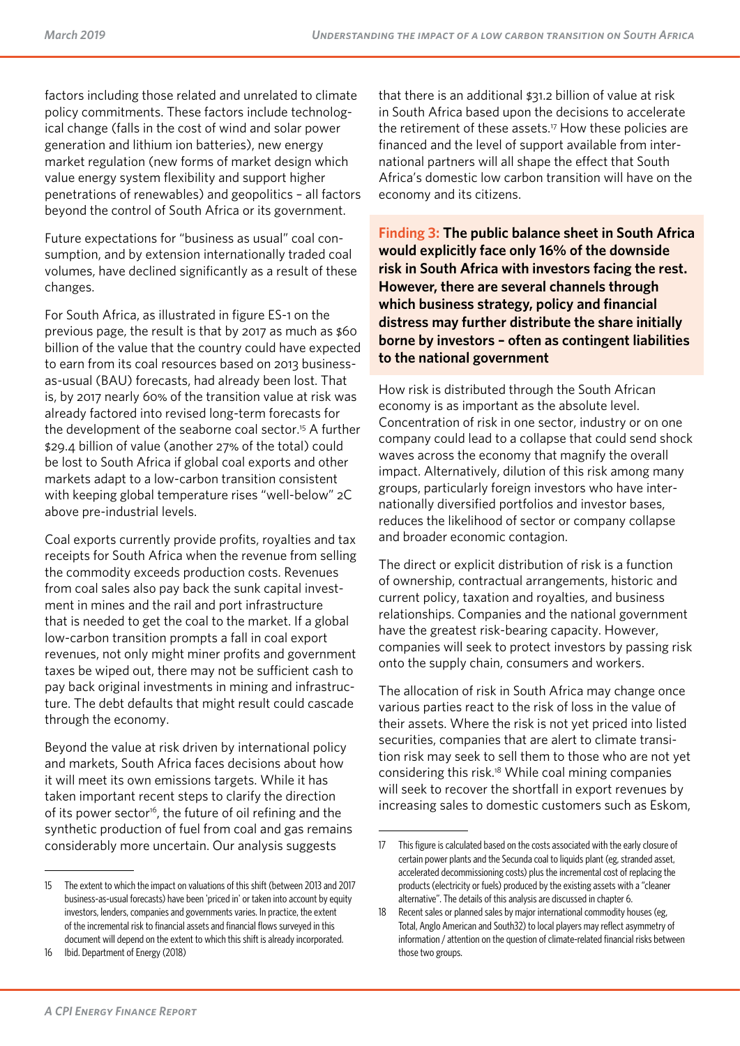factors including those related and unrelated to climate policy commitments. These factors include technological change (falls in the cost of wind and solar power generation and lithium ion batteries), new energy market regulation (new forms of market design which value energy system flexibility and support higher penetrations of renewables) and geopolitics – all factors beyond the control of South Africa or its government.

Future expectations for "business as usual" coal consumption, and by extension internationally traded coal volumes, have declined significantly as a result of these changes.

For South Africa, as illustrated in figure ES-1 on the previous page, the result is that by 2017 as much as $60 billion of the value that the country could have expected to earn from its coal resources based on 2013 business-as-usual (BAU) forecasts, had already been lost. That is, by 2017 nearly 60% of the transition value at risk was already factored into revised long-term forecasts for the development of the seaborne coal sector.[15] A further $29.4 billion of value (another 27% of the total) could be lost to South Africa if global coal exports and other markets adapt to a low-carbon transition consistent with keeping global temperature rises "well-below" 2C above pre-industrial levels.

Coal exports currently provide profits, royalties and tax receipts for South Africa when the revenue from selling the commodity exceeds production costs. Revenues from coal sales also pay back the sunk capital investment in mines and the rail and port infrastructure that is needed to get the coal to the market. If a global low-carbon transition prompts a fall in coal export revenues, not only might miner profits and government taxes be wiped out, there may not be sufficient cash to pay back original investments in mining and infrastructure. The debt defaults that might result could cascade through the economy.

Beyond the value at risk driven by international policy and markets, South Africa faces decisions about how it will meet its own emissions targets. While it has taken important recent steps to clarify the direction of its power sector[16], the future of oil refining and the synthetic production of fuel from coal and gas remains considerably more uncertain. Our analysis suggests that there is an additional $31.2 billion of value at risk in South Africa based upon the decisions to accelerate the retirement of these assets.[17] How these policies are financed and the level of support available from international partners will all shape the effect that South Africa's domestic low carbon transition will have on the economy and its citizens.

**Finding 3: The public balance sheet in South Africa would explicitly face only 16% of the downside risk in South Africa with investors facing the rest. However, there are several channels through which business strategy, policy and financial distress may further distribute the share initially borne by investors – often as contingent liabilities to the national government**

How risk is distributed through the South African economy is as important as the absolute level. Concentration of risk in one sector, industry or on one company could lead to a collapse that could send shock waves across the economy that magnify the overall impact. Alternatively, dilution of this risk among many groups, particularly foreign investors who have internationally diversified portfolios and investor bases, reduces the likelihood of sector or company collapse and broader economic contagion.

The direct or explicit distribution of risk is a function of ownership, contractual arrangements, historic and current policy, taxation and royalties, and business relationships. Companies and the national government have the greatest risk-bearing capacity. However, companies will seek to protect investors by passing risk onto the supply chain, consumers and workers.

The allocation of risk in South Africa may change once various parties react to the risk of loss in the value of their assets. Where the risk is not yet priced into listed securities, companies that are alert to climate transition risk may seek to sell them to those who are not yet considering this risk.[18] While coal mining companies will seek to recover the shortfall in export revenues by increasing sales to domestic customers such as Eskom,

---

15 The extent to which the impact on valuations of this shift (between 2013 and 2017 business-as-usual forecasts) have been 'priced in' or taken into account by equity investors, lenders, companies and governments varies. In practice, the extent of the incremental risk to financial assets and financial flows surveyed in this document will depend on the extent to which this shift is already incorporated.

16 Ibid. Department of Energy (2018)

17 This figure is calculated based on the costs associated with the early closure of certain power plants and the Secunda coal to liquids plant (eg, stranded asset, accelerated decommissioning costs) plus the incremental cost of replacing the products (electricity or fuels) produced by the existing assets with a "cleaner alternative". The details of this analysis are discussed in chapter 6.

18 Recent sales or planned sales by major international commodity houses (eg, Total, Anglo American and South32) to local players may reflect asymmetry of information / attention on the question of climate-related financial risks between those two groups.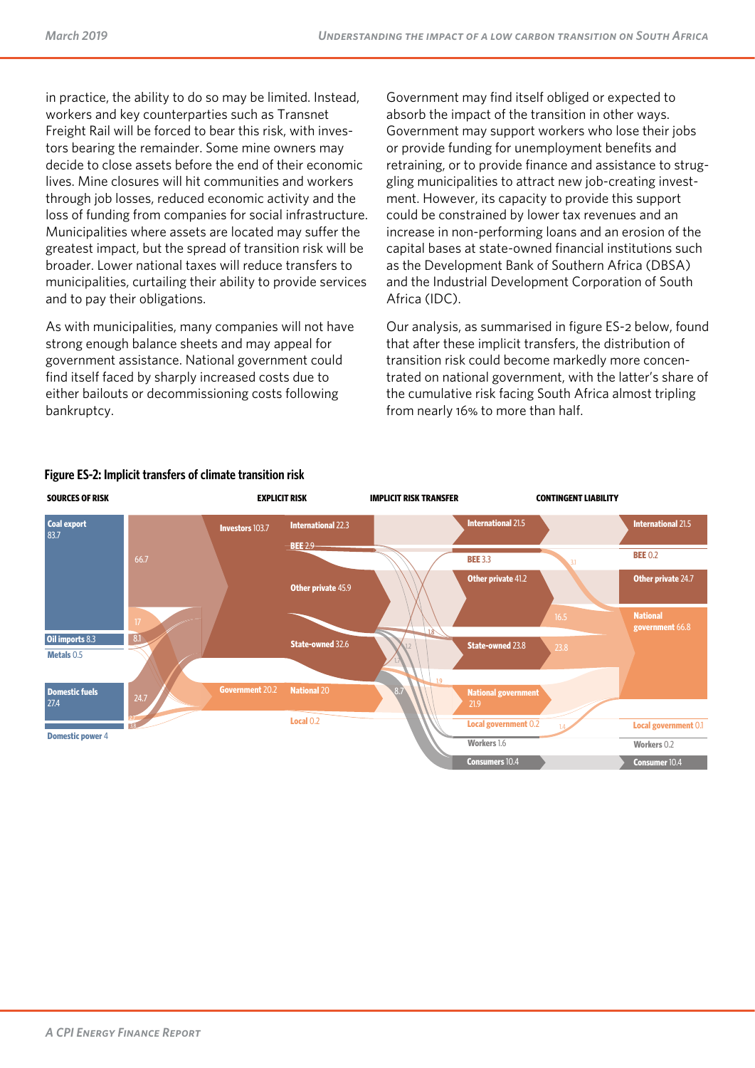in practice, the ability to do so may be limited. Instead, workers and key counterparties such as Transnet Freight Rail will be forced to bear this risk, with investors bearing the remainder. Some mine owners may decide to close assets before the end of their economic lives. Mine closures will hit communities and workers through job losses, reduced economic activity and the loss of funding from companies for social infrastructure. Municipalities where assets are located may suffer the greatest impact, but the spread of transition risk will be broader. Lower national taxes will reduce transfers to municipalities, curtailing their ability to provide services and to pay their obligations.

As with municipalities, many companies will not have strong enough balance sheets and may appeal for government assistance. National government could find itself faced by sharply increased costs due to either bailouts or decommissioning costs following bankruptcy.

Government may find itself obliged or expected to absorb the impact of the transition in other ways. Government may support workers who lose their jobs or provide funding for unemployment benefits and retraining, or to provide finance and assistance to struggling municipalities to attract new job-creating investment. However, its capacity to provide this support could be constrained by lower tax revenues and an increase in non-performing loans and an erosion of the capital bases at state-owned financial institutions such as the Development Bank of Southern Africa (DBSA) and the Industrial Development Corporation of South Africa (IDC).

Our analysis, as summarised in figure ES-2 below, found that after these implicit transfers, the distribution of transition risk could become markedly more concentrated on national government, with the latter's share of the cumulative risk facing South Africa almost tripling from nearly 16% to more than half.

**Figure ES-2: Implicit transfers of climate transition risk**

| SOURCES OF RISK | EXPLICIT RISK | | IMPLICIT RISK TRANSFER | CONTINGENT LIABILITY |
|---|---|---|---|---|
| Coal export 83.7 | Investors 103.7 | International 22.3 | International 21.5 | International 21.5 |
| Oil imports 8.3 | | BEE 2.9 | BEE 3.3 | BEE 0.2 |
| Metals 0.5 | | Other private 45.9 | Other private 41.2 | Other private 24.7 |
| Domestic fuels 27.4 | | State-owned 32.6 | State-owned 23.8 | National government 66.8 |
| Domestic power 4 | Government 20.2 | National 20 | National government 21.9 | |
| | | Local 0.2 | Local government 0.2 | Local government 0.1 |
| | | | Workers 1.6 | Workers 0.2 |
| | | | Consumers 10.4 | Consumer 10.4 |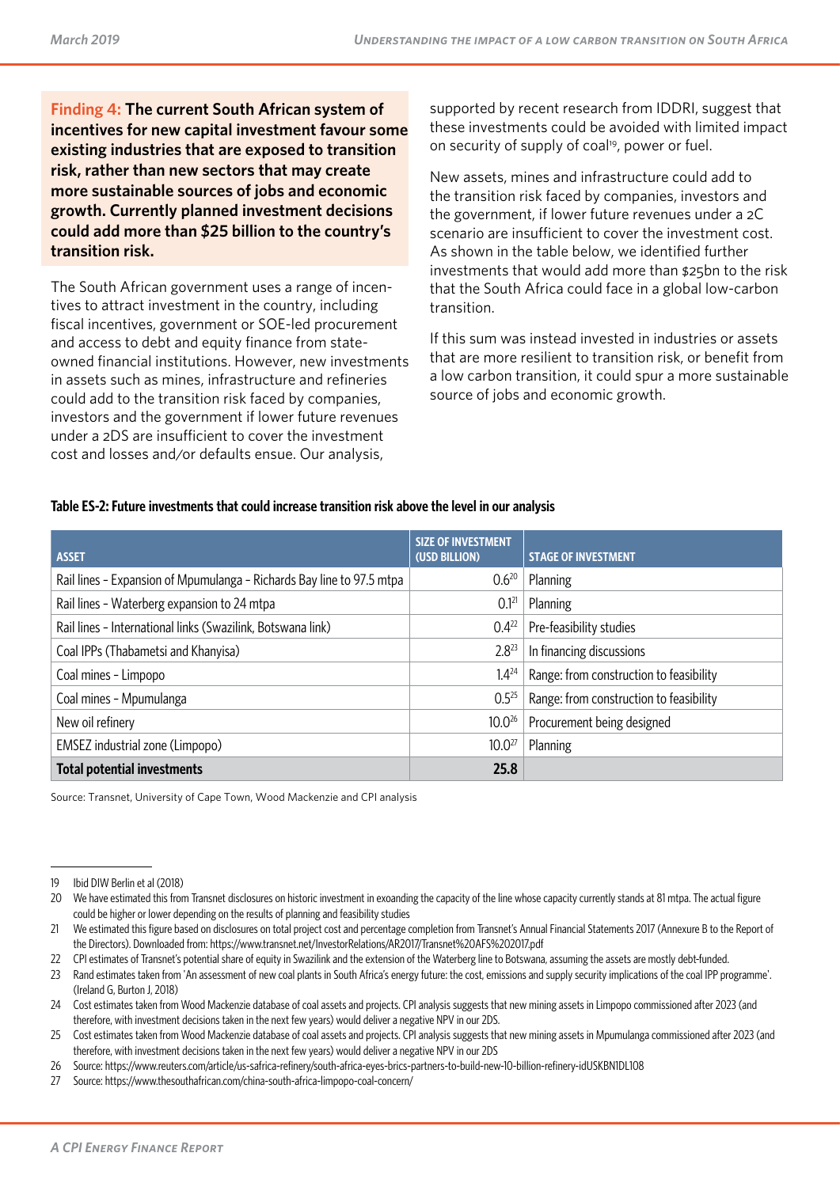**Finding 4: The current South African system of incentives for new capital investment favour some existing industries that are exposed to transition risk, rather than new sectors that may create more sustainable sources of jobs and economic growth. Currently planned investment decisions could add more than $25 billion to the country's transition risk.**

The South African government uses a range of incentives to attract investment in the country, including fiscal incentives, government or SOE-led procurement and access to debt and equity finance from state-owned financial institutions. However, new investments in assets such as mines, infrastructure and refineries could add to the transition risk faced by companies, investors and the government if lower future revenues under a 2DS are insufficient to cover the investment cost and losses and/or defaults ensue. Our analysis, supported by recent research from IDDRI, suggest that these investments could be avoided with limited impact on security of supply of coal[19], power or fuel.

New assets, mines and infrastructure could add to the transition risk faced by companies, investors and the government, if lower future revenues under a 2C scenario are insufficient to cover the investment cost. As shown in the table below, we identified further investments that would add more than $25bn to the risk that the South Africa could face in a global low-carbon transition.

If this sum was instead invested in industries or assets that are more resilient to transition risk, or benefit from a low carbon transition, it could spur a more sustainable source of jobs and economic growth.

**Table ES-2: Future investments that could increase transition risk above the level in our analysis**

| ASSET | SIZE OF INVESTMENT (USD BILLION) | STAGE OF INVESTMENT |
|---|---|---|
| Rail lines - Expansion of Mpumulanga - Richards Bay line to 97.5 mtpa | 0.6[20] | Planning |
| Rail lines - Waterberg expansion to 24 mtpa | 0.1[21] | Planning |
| Rail lines - International links (Swazilink, Botswana link) | 0.4[22] | Pre-feasibility studies |
| Coal IPPs (Thabametsi and Khanyisa) | 2.8[23] | In financing discussions |
| Coal mines - Limpopo | 1.4[24] | Range: from construction to feasibility |
| Coal mines - Mpumulanga | 0.5[25] | Range: from construction to feasibility |
| New oil refinery | 10.0[26] | Procurement being designed |
| EMSEZ industrial zone (Limpopo) | 10.0[27] | Planning |
| **Total potential investments** | **25.8** | |

Source: Transnet, University of Cape Town, Wood Mackenzie and CPI analysis

19 Ibid DIW Berlin et al (2018)

20 We have estimated this from Transnet disclosures on historic investment in exoanding the capacity of the line whose capacity currently stands at 81 mtpa. The actual figure could be higher or lower depending on the results of planning and feasibility studies

21 We estimated this figure based on disclosures on total project cost and percentage completion from Transnet's Annual Financial Statements 2017 (Annexure B to the Report of the Directors). Downloaded from: https://www.transnet.net/InvestorRelations/AR2017/Transnet%20AFS%202017.pdf

22 CPI estimates of Transnet's potential share of equity in Swazilink and the extension of the Waterberg line to Botswana, assuming the assets are mostly debt-funded.

23 Rand estimates taken from 'An assessment of new coal plants in South Africa's energy future: the cost, emissions and supply security implications of the coal IPP programme'. (Ireland G, Burton J, 2018)

24 Cost estimates taken from Wood Mackenzie database of coal assets and projects. CPI analysis suggests that new mining assets in Limpopo commissioned after 2023 (and therefore, with investment decisions taken in the next few years) would deliver a negative NPV in our 2DS.

25 Cost estimates taken from Wood Mackenzie database of coal assets and projects. CPI analysis suggests that new mining assets in Mpumulanga commissioned after 2023 (and therefore, with investment decisions taken in the next few years) would deliver a negative NPV in our 2DS

26 Source: https://www.reuters.com/article/us-safrica-refinery/south-africa-eyes-brics-partners-to-build-new-10-billion-refinery-idUSKBN1DL108

27 Source: https://www.thesouthafrican.com/china-south-africa-limpopo-coal-concern/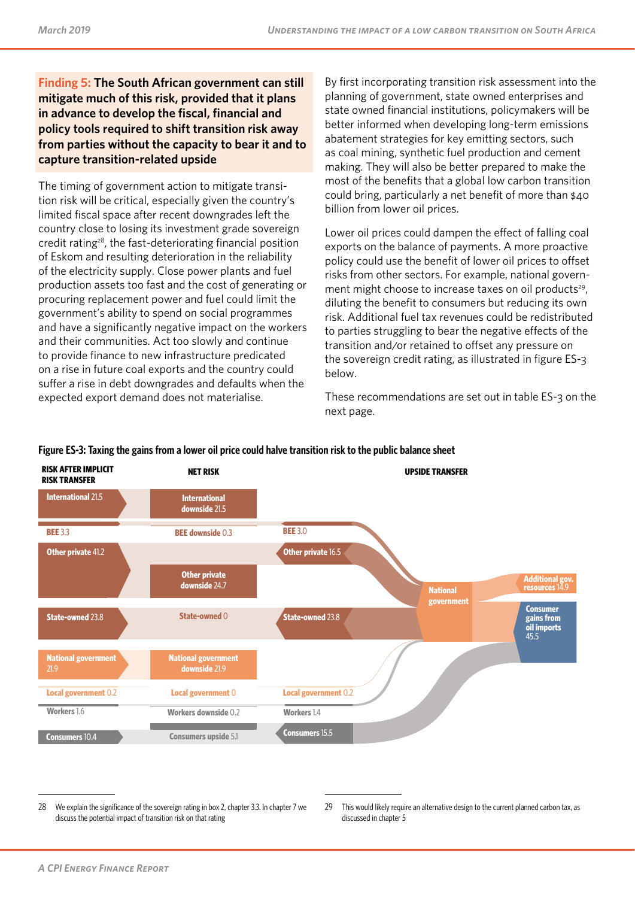**Finding 5: The South African government can still mitigate much of this risk, provided that it plans in advance to develop the fiscal, financial and policy tools required to shift transition risk away from parties without the capacity to bear it and to capture transition-related upside**

The timing of government action to mitigate transition risk will be critical, especially given the country's limited fiscal space after recent downgrades left the country close to losing its investment grade sovereign credit rating[28], the fast-deteriorating financial position of Eskom and resulting deterioration in the reliability of the electricity supply. Close power plants and fuel production assets too fast and the cost of generating or procuring replacement power and fuel could limit the government's ability to spend on social programmes and have a significantly negative impact on the workers and their communities. Act too slowly and continue to provide finance to new infrastructure predicated on a rise in future coal exports and the country could suffer a rise in debt downgrades and defaults when the expected export demand does not materialise.

By first incorporating transition risk assessment into the planning of government, state owned enterprises and state owned financial institutions, policymakers will be better informed when developing long-term emissions abatement strategies for key emitting sectors, such as coal mining, synthetic fuel production and cement making. They will also be better prepared to make the most of the benefits that a global low carbon transition could bring, particularly a net benefit of more than $40 billion from lower oil prices.

Lower oil prices could dampen the effect of falling coal exports on the balance of payments. A more proactive policy could use the benefit of lower oil prices to offset risks from other sectors. For example, national government might choose to increase taxes on oil products[29], diluting the benefit to consumers but reducing its own risk. Additional fuel tax revenues could be redistributed to parties struggling to bear the negative effects of the transition and/or retained to offset any pressure on the sovereign credit rating, as illustrated in figure ES-3 below.

These recommendations are set out in table ES-3 on the next page.

**Figure ES-3: Taxing the gains from a lower oil price could halve transition risk to the public balance sheet**

| RISK AFTER IMPLICIT RISK TRANSFER | NET RISK | UPSIDE TRANSFER |
|---|---|---|
| International 21.5 | International downside 21.5 | |
| BEE 3.3 | BEE downside 0.3 | BEE 3.0 |
| Other private 41.2 | Other private downside 24.7 | Other private 16.5 |
| State-owned 23.8 | State-owned 0 | State-owned 23.8 |
| National government 21.9 | National government downside 21.9 | |
| Local government 0.2 | Local government 0 | Local government 0.2 |
| Workers 1.6 | Workers downside 0.2 | Workers 1.4 |
| Consumers 10.4 | Consumers upside 5.1 | Consumers 15.5 |

National government → Additional gov. resources 14.9; Consumer gains from oil imports 45.5

---

28 We explain the significance of the sovereign rating in box 2, chapter 3.3. In chapter 7 we discuss the potential impact of transition risk on that rating

29 This would likely require an alternative design to the current planned carbon tax, as discussed in chapter 5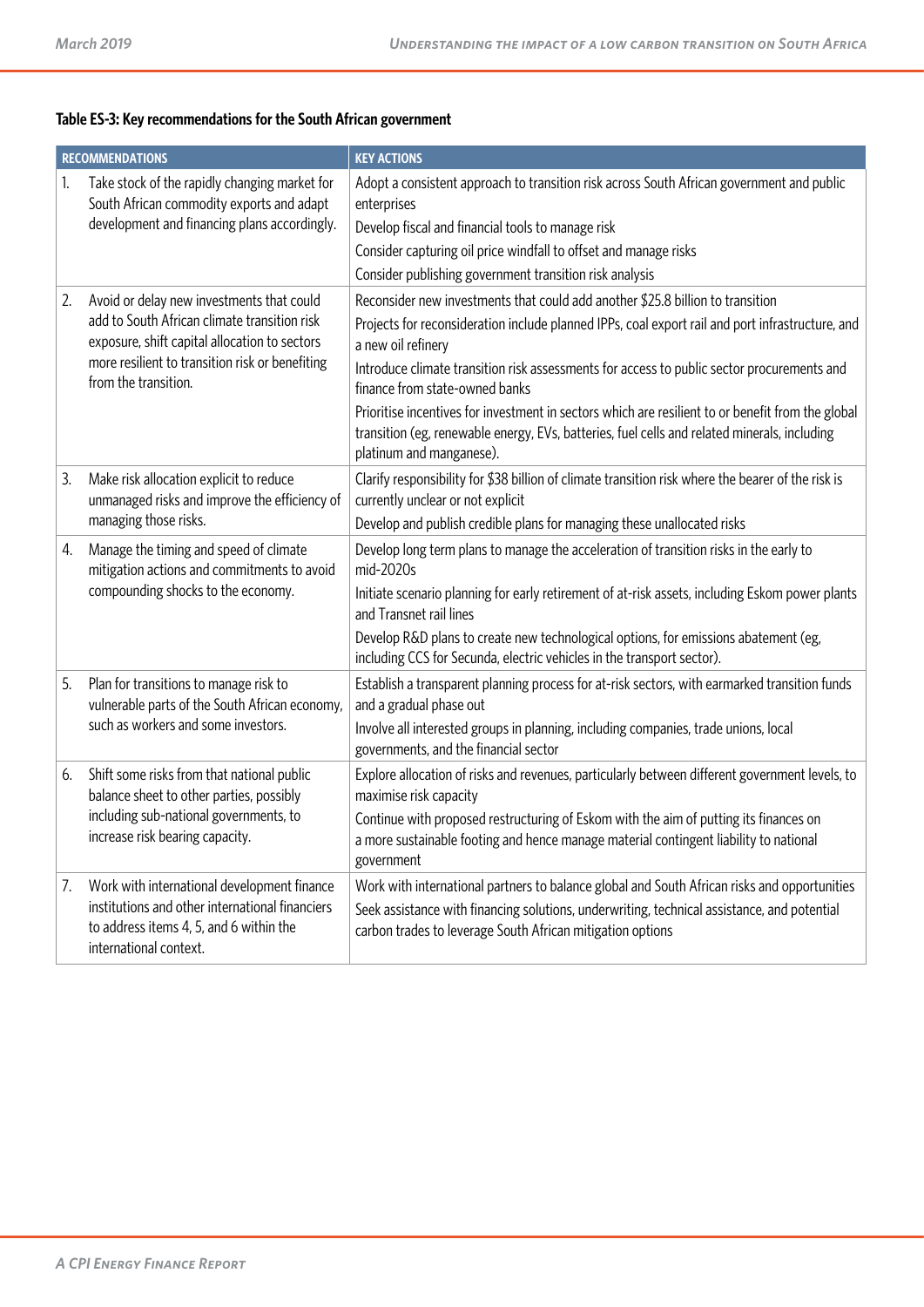**Table ES-3: Key recommendations for the South African government**

| RECOMMENDATIONS | KEY ACTIONS |
|---|---|
| 1. Take stock of the rapidly changing market for South African commodity exports and adapt development and financing plans accordingly. | Adopt a consistent approach to transition risk across South African government and public enterprises<br>Develop fiscal and financial tools to manage risk<br>Consider capturing oil price windfall to offset and manage risks<br>Consider publishing government transition risk analysis |
| 2. Avoid or delay new investments that could add to South African climate transition risk exposure, shift capital allocation to sectors more resilient to transition risk or benefiting from the transition. | Reconsider new investments that could add another $25.8 billion to transition<br>Projects for reconsideration include planned IPPs, coal export rail and port infrastructure, and a new oil refinery<br>Introduce climate transition risk assessments for access to public sector procurements and finance from state-owned banks<br>Prioritise incentives for investment in sectors which are resilient to or benefit from the global transition (eg, renewable energy, EVs, batteries, fuel cells and related minerals, including platinum and manganese). |
| 3. Make risk allocation explicit to reduce unmanaged risks and improve the efficiency of managing those risks. | Clarify responsibility for $38 billion of climate transition risk where the bearer of the risk is currently unclear or not explicit<br>Develop and publish credible plans for managing these unallocated risks |
| 4. Manage the timing and speed of climate mitigation actions and commitments to avoid compounding shocks to the economy. | Develop long term plans to manage the acceleration of transition risks in the early to mid-2020s<br>Initiate scenario planning for early retirement of at-risk assets, including Eskom power plants and Transnet rail lines<br>Develop R&D plans to create new technological options, for emissions abatement (eg, including CCS for Secunda, electric vehicles in the transport sector). |
| 5. Plan for transitions to manage risk to vulnerable parts of the South African economy, such as workers and some investors. | Establish a transparent planning process for at-risk sectors, with earmarked transition funds and a gradual phase out<br>Involve all interested groups in planning, including companies, trade unions, local governments, and the financial sector |
| 6. Shift some risks from that national public balance sheet to other parties, possibly including sub-national governments, to increase risk bearing capacity. | Explore allocation of risks and revenues, particularly between different government levels, to maximise risk capacity<br>Continue with proposed restructuring of Eskom with the aim of putting its finances on a more sustainable footing and hence manage material contingent liability to national government |
| 7. Work with international development finance institutions and other international financiers to address items 4, 5, and 6 within the international context. | Work with international partners to balance global and South African risks and opportunities<br>Seek assistance with financing solutions, underwriting, technical assistance, and potential carbon trades to leverage South African mitigation options |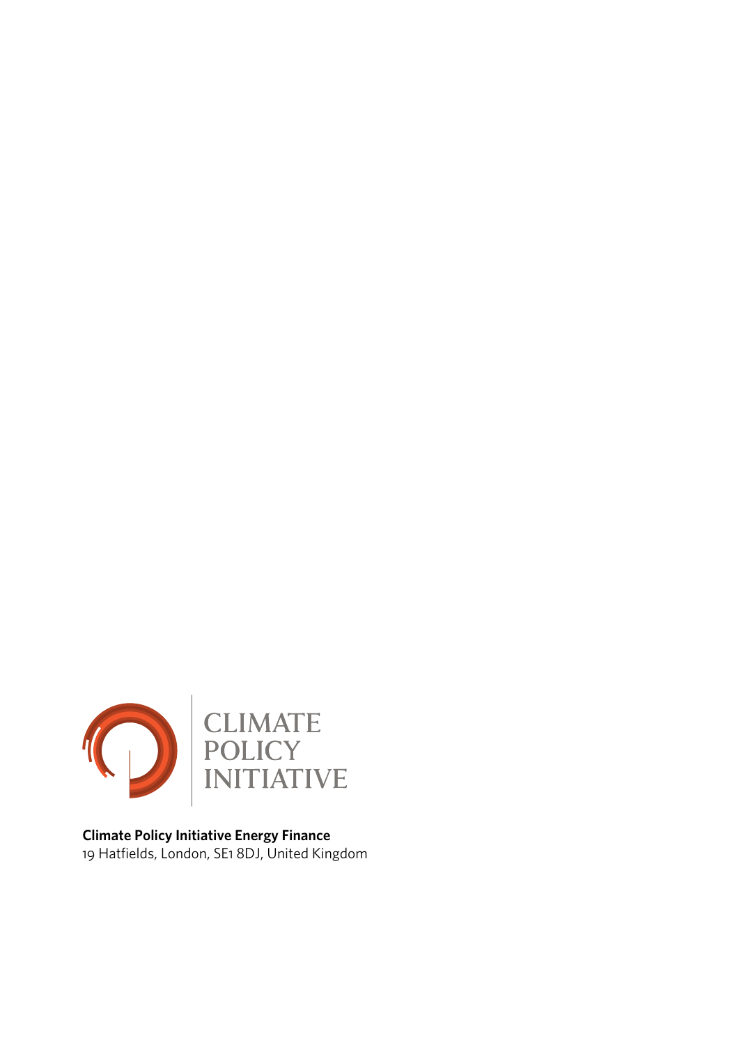CLIMATE
POLICY
INITIATIVE

**Climate Policy Initiative Energy Finance**
19 Hatfields, London, SE1 8DJ, United Kingdom